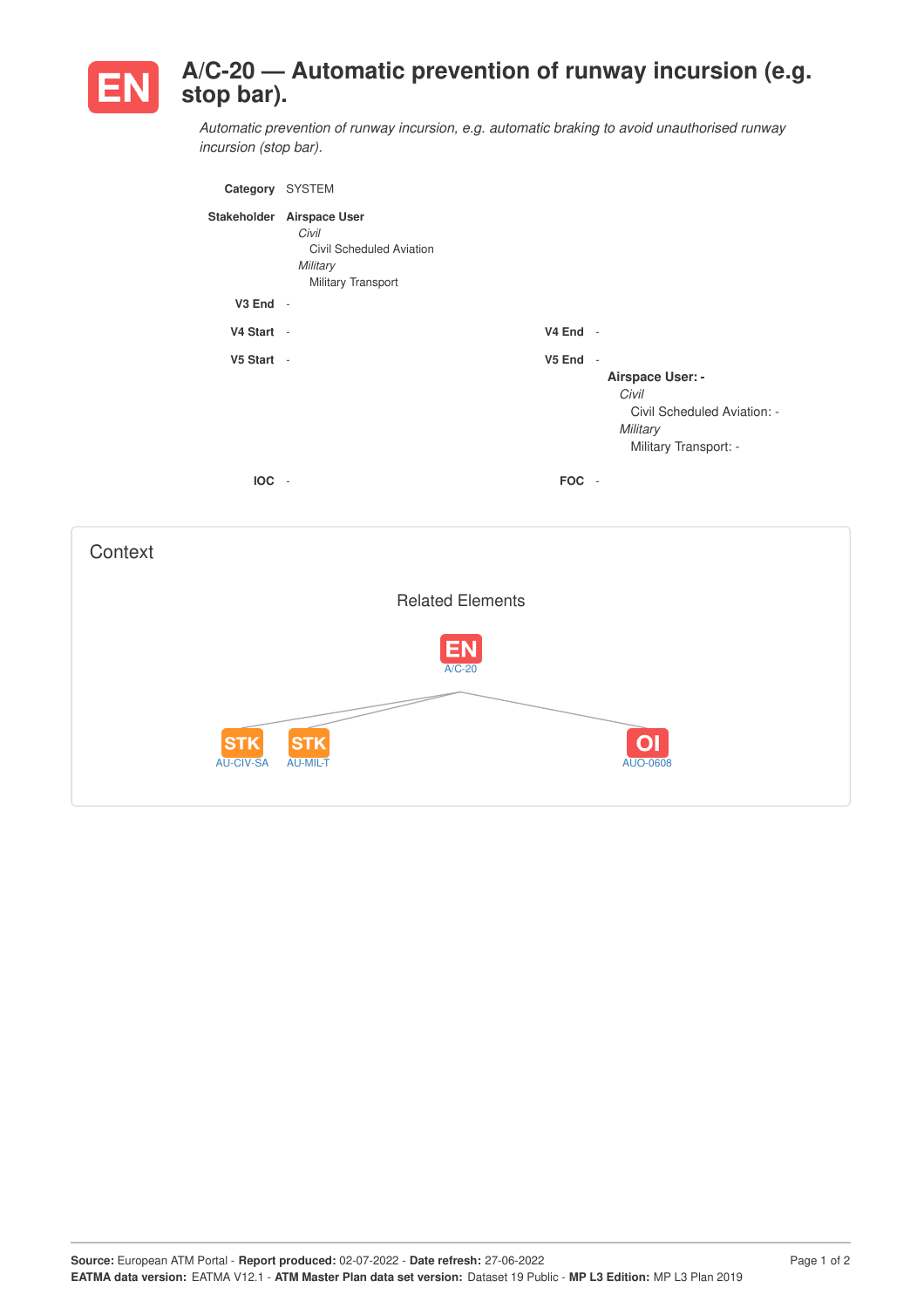# EN A/C-20 — Automatic prevention of runway incursion (e.g. stop bar).

*Automatic prevention of runway incursion, e.g. automatic braking to avoid unauthorised runway incursion (stop bar).*

**Category** SYSTEM

**Stakeholder** **Airspace User**
*Civil*
Civil Scheduled Aviation
*Military*
Military Transport

**V3 End** -

**V4 Start** -

**V4 End** -

**V5 Start** -

**V5 End** -

**Airspace User: -**
*Civil*
Civil Scheduled Aviation: -
*Military*
Military Transport: -

**IOC** -

**FOC** -

## Context

### Related Elements

EN A/C-20

- STK AU-CIV-SA
- STK AU-MIL-T
- OI AUO-0608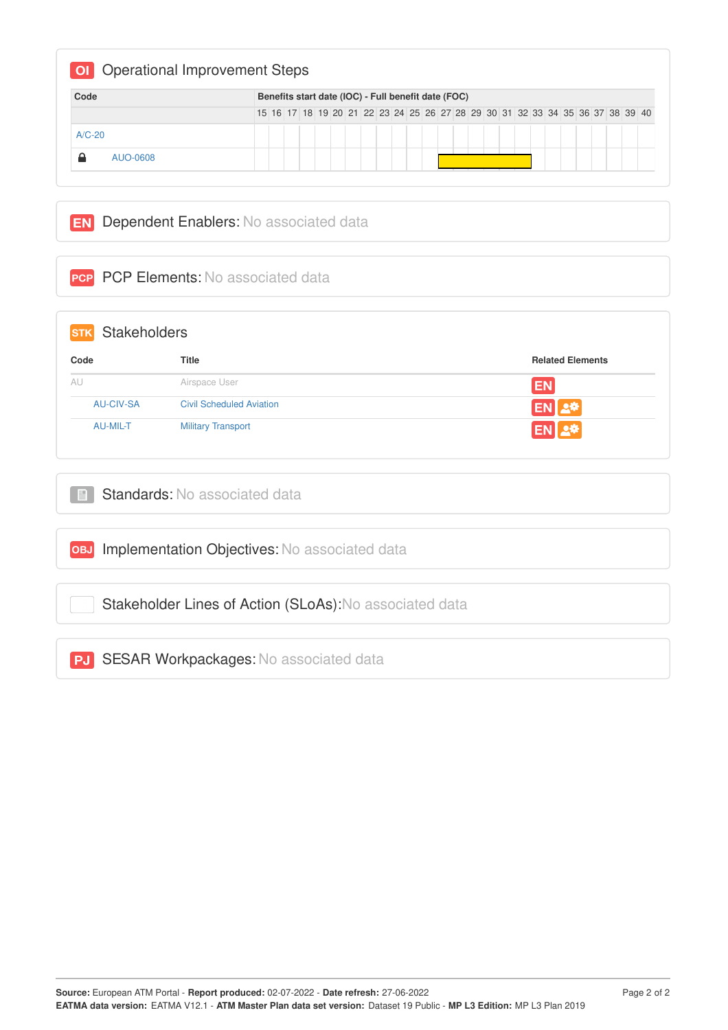## OI Operational Improvement Steps

| Code | Benefits start date (IOC) - Full benefit date (FOC) |
|---|---|
| | 15 16 17 18 19 20 21 22 23 24 25 26 27 28 29 30 31 32 33 34 35 36 37 38 39 40 |
| A/C-20 | |
| AUO-0608 | |

## EN Dependent Enablers: No associated data

## PCP PCP Elements: No associated data

## STK Stakeholders

| Code | Title | Related Elements |
|---|---|---|
| AU | Airspace User | EN |
| AU-CIV-SA | Civil Scheduled Aviation | EN |
| AU-MIL-T | Military Transport | EN |

## Standards: No associated data

## OBJ Implementation Objectives: No associated data

## Stakeholder Lines of Action (SLoAs): No associated data

## PJ SESAR Workpackages: No associated data

**Source:** European ATM Portal - **Report produced:** 02-07-2022 - **Date refresh:** 27-06-2022
**EATMA data version:** EATMA V12.1 - **ATM Master Plan data set version:** Dataset 19 Public - **MP L3 Edition:** MP L3 Plan 2019